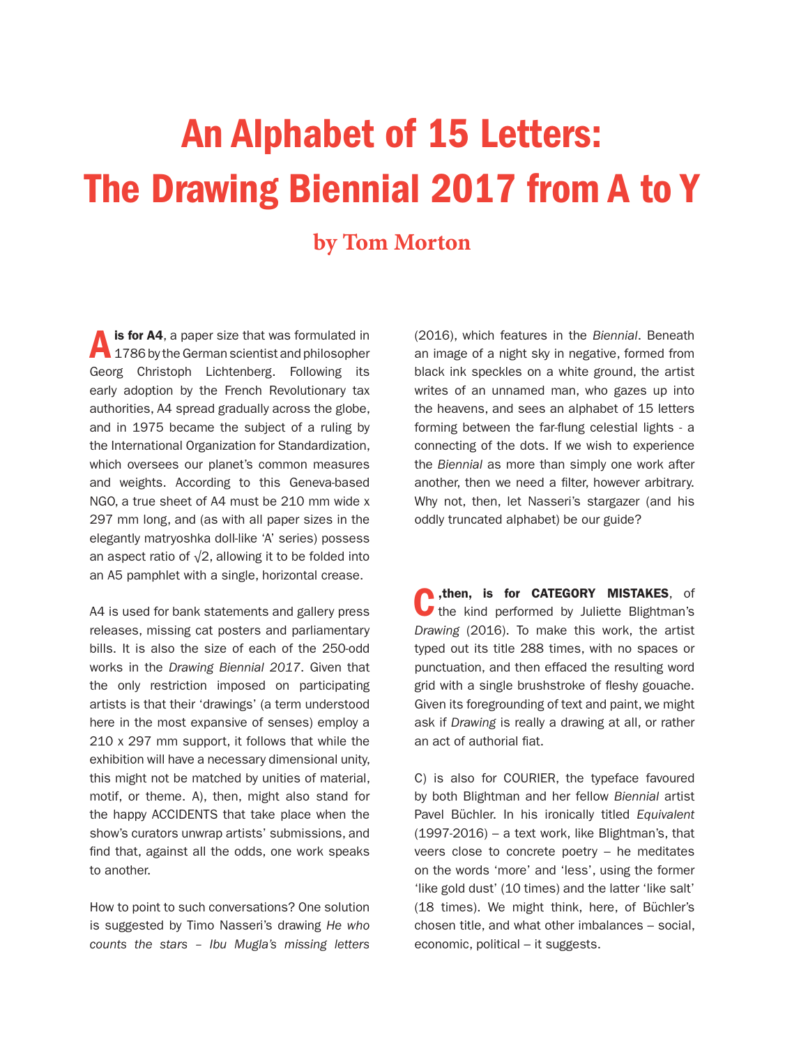# An Alphabet of 15 Letters: The Drawing Biennial 2017 from A to Y

## by Tom Morton

**A is for A4**, a paper size that was formulated in 1786 by the German scientist and philosopher Georg Christoph Lichtenberg. Following its early adoption by the French Revolutionary tax authorities, A4 spread gradually across the globe, and in 1975 became the subject of a ruling by the International Organization for Standardization, which oversees our planet's common measures and weights. According to this Geneva-based NGO, a true sheet of A4 must be 210 mm wide x 297 mm long, and (as with all paper sizes in the elegantly matryoshka doll-like 'A' series) possess an aspect ratio of √2, allowing it to be folded into an A5 pamphlet with a single, horizontal crease.

A4 is used for bank statements and gallery press releases, missing cat posters and parliamentary bills. It is also the size of each of the 250-odd works in the *Drawing Biennial 2017*. Given that the only restriction imposed on participating artists is that their 'drawings' (a term understood here in the most expansive of senses) employ a 210 x 297 mm support, it follows that while the exhibition will have a necessary dimensional unity, this might not be matched by unities of material, motif, or theme. A), then, might also stand for the happy ACCIDENTS that take place when the show's curators unwrap artists' submissions, and find that, against all the odds, one work speaks to another.

How to point to such conversations? One solution is suggested by Timo Nasseri's drawing *He who counts the stars – Ibu Mugla's missing letters* (2016), which features in the *Biennial*. Beneath an image of a night sky in negative, formed from black ink speckles on a white ground, the artist writes of an unnamed man, who gazes up into the heavens, and sees an alphabet of 15 letters forming between the far-flung celestial lights - a connecting of the dots. If we wish to experience the *Biennial* as more than simply one work after another, then we need a filter, however arbitrary. Why not, then, let Nasseri's stargazer (and his oddly truncated alphabet) be our guide?

**C, then, is for CATEGORY MISTAKES**, of the kind performed by Juliette Blightman's *Drawing* (2016). To make this work, the artist typed out its title 288 times, with no spaces or punctuation, and then effaced the resulting word grid with a single brushstroke of fleshy gouache. Given its foregrounding of text and paint, we might ask if *Drawing* is really a drawing at all, or rather an act of authorial fiat.

C) is also for COURIER, the typeface favoured by both Blightman and her fellow *Biennial* artist Pavel Büchler. In his ironically titled *Equivalent* (1997-2016) – a text work, like Blightman's, that veers close to concrete poetry – he meditates on the words 'more' and 'less', using the former 'like gold dust' (10 times) and the latter 'like salt' (18 times). We might think, here, of Büchler's chosen title, and what other imbalances – social, economic, political – it suggests.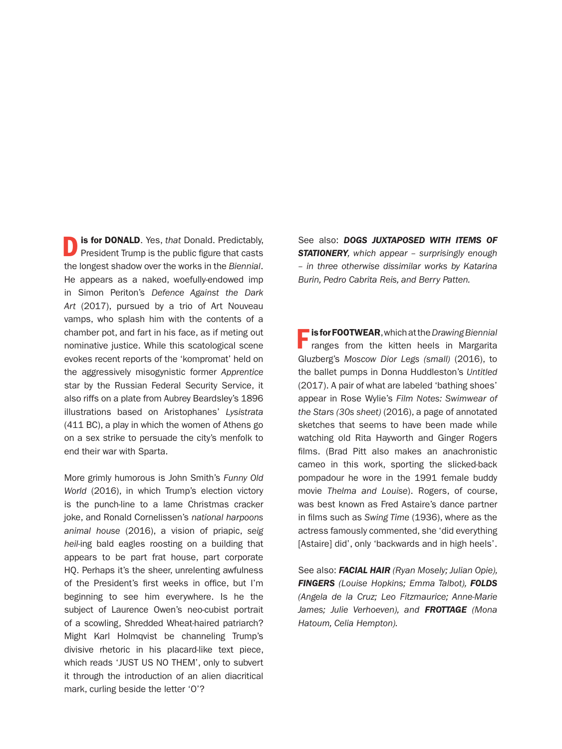**D is for DONALD**. Yes, *that* Donald. Predictably, President Trump is the public figure that casts the longest shadow over the works in the *Biennial*. He appears as a naked, woefully-endowed imp in Simon Periton's *Defence Against the Dark Art* (2017), pursued by a trio of Art Nouveau vamps, who splash him with the contents of a chamber pot, and fart in his face, as if meting out nominative justice. While this scatological scene evokes recent reports of the 'kompromat' held on the aggressively misogynistic former *Apprentice* star by the Russian Federal Security Service, it also riffs on a plate from Aubrey Beardsley's 1896 illustrations based on Aristophanes' *Lysistrata* (411 BC), a play in which the women of Athens go on a sex strike to persuade the city's menfolk to end their war with Sparta.

More grimly humorous is John Smith's *Funny Old World* (2016), in which Trump's election victory is the punch-line to a lame Christmas cracker joke, and Ronald Cornelissen's *national harpoons animal house* (2016), a vision of priapic, *seig heil*-ing bald eagles roosting on a building that appears to be part frat house, part corporate HQ. Perhaps it's the sheer, unrelenting awfulness of the President's first weeks in office, but I'm beginning to see him everywhere. Is he the subject of Laurence Owen's neo-cubist portrait of a scowling, Shredded Wheat-haired patriarch? Might Karl Holmqvist be channeling Trump's divisive rhetoric in his placard-like text piece, which reads 'JUST US NO THEM', only to subvert it through the introduction of an alien diacritical mark, curling beside the letter 'O'?

See also: ***DOGS JUXTAPOSED WITH ITEMS OF STATIONERY****, which appear – surprisingly enough – in three otherwise dissimilar works by Katarina Burin, Pedro Cabrita Reis, and Berry Patten.*

**F is for FOOTWEAR**, which at the *Drawing Biennial* ranges from the kitten heels in Margarita Gluzberg's *Moscow Dior Legs (small)* (2016), to the ballet pumps in Donna Huddleston's *Untitled* (2017). A pair of what are labeled 'bathing shoes' appear in Rose Wylie's *Film Notes: Swimwear of the Stars (30s sheet)* (2016), a page of annotated sketches that seems to have been made while watching old Rita Hayworth and Ginger Rogers films. (Brad Pitt also makes an anachronistic cameo in this work, sporting the slicked-back pompadour he wore in the 1991 female buddy movie *Thelma and Louise*). Rogers, of course, was best known as Fred Astaire's dance partner in films such as *Swing Time* (1936), where as the actress famously commented, she 'did everything [Astaire] did', only 'backwards and in high heels'.

See also: ***FACIAL HAIR*** *(Ryan Mosely; Julian Opie),* ***FINGERS*** *(Louise Hopkins; Emma Talbot),* ***FOLDS*** *(Angela de la Cruz; Leo Fitzmaurice; Anne-Marie James; Julie Verhoeven), and* ***FROTTAGE*** *(Mona Hatoum, Celia Hempton).*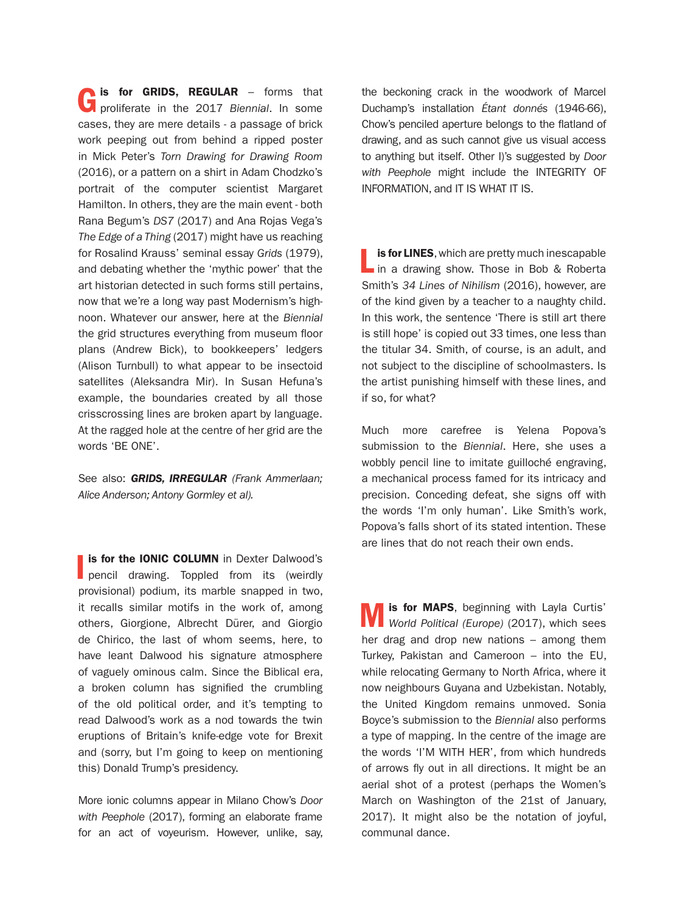**G is for GRIDS, REGULAR** – forms that proliferate in the 2017 *Biennial*. In some cases, they are mere details - a passage of brick work peeping out from behind a ripped poster in Mick Peter's *Torn Drawing for Drawing Room* (2016), or a pattern on a shirt in Adam Chodzko's portrait of the computer scientist Margaret Hamilton. In others, they are the main event - both Rana Begum's *DS7* (2017) and Ana Rojas Vega's *The Edge of a Thing* (2017) might have us reaching for Rosalind Krauss' seminal essay *Grids* (1979), and debating whether the 'mythic power' that the art historian detected in such forms still pertains, now that we're a long way past Modernism's high-noon. Whatever our answer, here at the *Biennial* the grid structures everything from museum floor plans (Andrew Bick), to bookkeepers' ledgers (Alison Turnbull) to what appear to be insectoid satellites (Aleksandra Mir). In Susan Hefuna's example, the boundaries created by all those crisscrossing lines are broken apart by language. At the ragged hole at the centre of her grid are the words 'BE ONE'.

See also: ***GRIDS, IRREGULAR*** *(Frank Ammerlaan; Alice Anderson; Antony Gormley et al).*

**I is for the IONIC COLUMN** in Dexter Dalwood's pencil drawing. Toppled from its (weirdly provisional) podium, its marble snapped in two, it recalls similar motifs in the work of, among others, Giorgione, Albrecht Dürer, and Giorgio de Chirico, the last of whom seems, here, to have leant Dalwood his signature atmosphere of vaguely ominous calm. Since the Biblical era, a broken column has signified the crumbling of the old political order, and it's tempting to read Dalwood's work as a nod towards the twin eruptions of Britain's knife-edge vote for Brexit and (sorry, but I'm going to keep on mentioning this) Donald Trump's presidency.

More ionic columns appear in Milano Chow's *Door with Peephole* (2017), forming an elaborate frame for an act of voyeurism. However, unlike, say, the beckoning crack in the woodwork of Marcel Duchamp's installation *Étant donnés* (1946-66), Chow's penciled aperture belongs to the flatland of drawing, and as such cannot give us visual access to anything but itself. Other I)'s suggested by *Door with Peephole* might include the INTEGRITY OF INFORMATION, and IT IS WHAT IT IS.

**L is for LINES**, which are pretty much inescapable in a drawing show. Those in Bob & Roberta Smith's *34 Lines of Nihilism* (2016), however, are of the kind given by a teacher to a naughty child. In this work, the sentence 'There is still art there is still hope' is copied out 33 times, one less than the titular 34. Smith, of course, is an adult, and not subject to the discipline of schoolmasters. Is the artist punishing himself with these lines, and if so, for what?

Much more carefree is Yelena Popova's submission to the *Biennial*. Here, she uses a wobbly pencil line to imitate guilloché engraving, a mechanical process famed for its intricacy and precision. Conceding defeat, she signs off with the words 'I'm only human'. Like Smith's work, Popova's falls short of its stated intention. These are lines that do not reach their own ends.

**M is for MAPS**, beginning with Layla Curtis' *World Political (Europe)* (2017), which sees her drag and drop new nations – among them Turkey, Pakistan and Cameroon – into the EU, while relocating Germany to North Africa, where it now neighbours Guyana and Uzbekistan. Notably, the United Kingdom remains unmoved. Sonia Boyce's submission to the *Biennial* also performs a type of mapping. In the centre of the image are the words 'I'M WITH HER', from which hundreds of arrows fly out in all directions. It might be an aerial shot of a protest (perhaps the Women's March on Washington of the 21st of January, 2017). It might also be the notation of joyful, communal dance.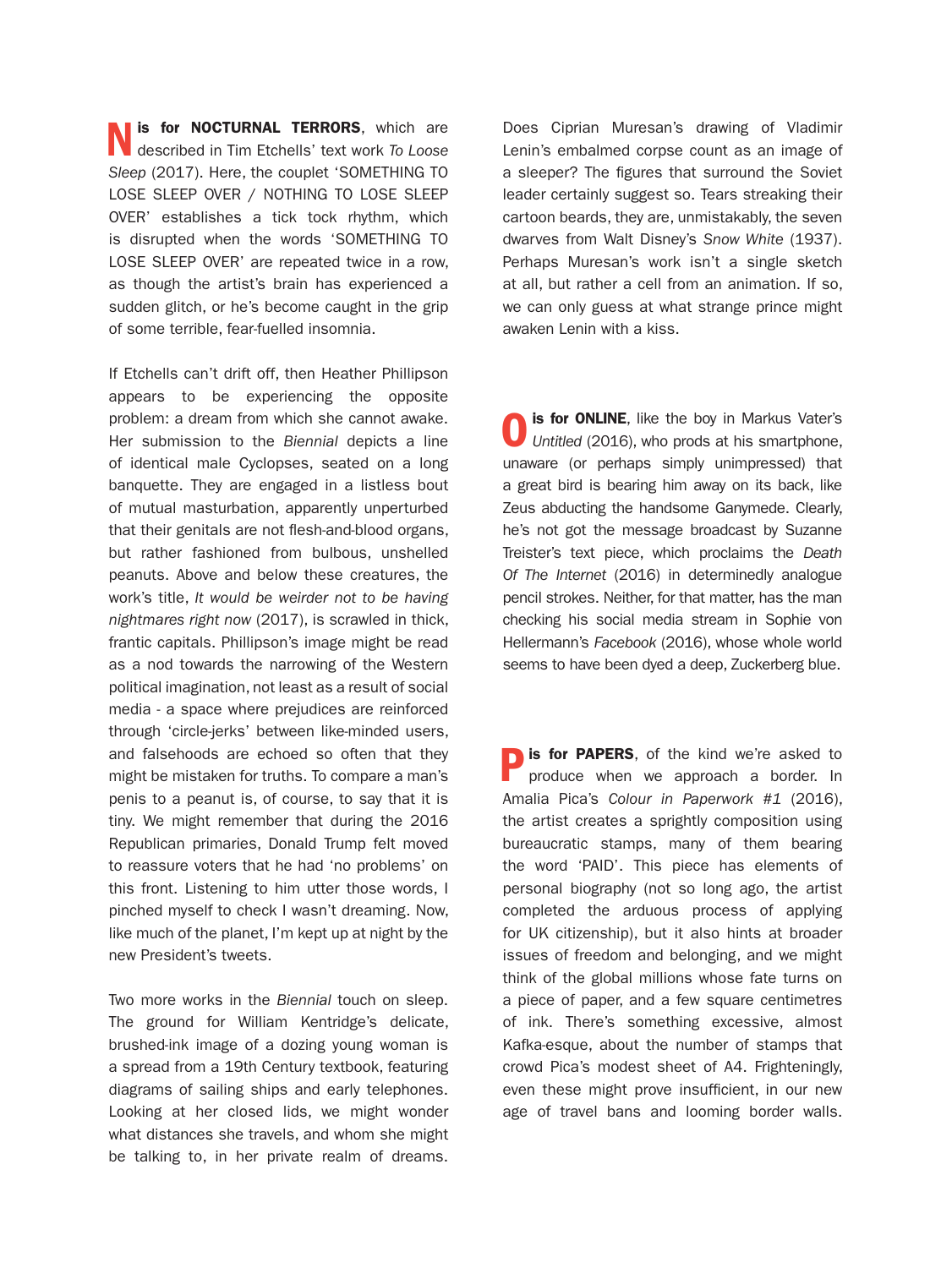**N is for NOCTURNAL TERRORS**, which are described in Tim Etchells' text work *To Loose Sleep* (2017). Here, the couplet 'SOMETHING TO LOSE SLEEP OVER / NOTHING TO LOSE SLEEP OVER' establishes a tick tock rhythm, which is disrupted when the words 'SOMETHING TO LOSE SLEEP OVER' are repeated twice in a row, as though the artist's brain has experienced a sudden glitch, or he's become caught in the grip of some terrible, fear-fuelled insomnia.

If Etchells can't drift off, then Heather Phillipson appears to be experiencing the opposite problem: a dream from which she cannot awake. Her submission to the *Biennial* depicts a line of identical male Cyclopses, seated on a long banquette. They are engaged in a listless bout of mutual masturbation, apparently unperturbed that their genitals are not flesh-and-blood organs, but rather fashioned from bulbous, unshelled peanuts. Above and below these creatures, the work's title, *It would be weirder not to be having nightmares right now* (2017), is scrawled in thick, frantic capitals. Phillipson's image might be read as a nod towards the narrowing of the Western political imagination, not least as a result of social media - a space where prejudices are reinforced through 'circle-jerks' between like-minded users, and falsehoods are echoed so often that they might be mistaken for truths. To compare a man's penis to a peanut is, of course, to say that it is tiny. We might remember that during the 2016 Republican primaries, Donald Trump felt moved to reassure voters that he had 'no problems' on this front. Listening to him utter those words, I pinched myself to check I wasn't dreaming. Now, like much of the planet, I'm kept up at night by the new President's tweets.

Two more works in the *Biennial* touch on sleep. The ground for William Kentridge's delicate, brushed-ink image of a dozing young woman is a spread from a 19th Century textbook, featuring diagrams of sailing ships and early telephones. Looking at her closed lids, we might wonder what distances she travels, and whom she might be talking to, in her private realm of dreams. Does Ciprian Muresan's drawing of Vladimir Lenin's embalmed corpse count as an image of a sleeper? The figures that surround the Soviet leader certainly suggest so. Tears streaking their cartoon beards, they are, unmistakably, the seven dwarves from Walt Disney's *Snow White* (1937). Perhaps Muresan's work isn't a single sketch at all, but rather a cell from an animation. If so, we can only guess at what strange prince might awaken Lenin with a kiss.

**O is for ONLINE**, like the boy in Markus Vater's *Untitled* (2016), who prods at his smartphone, unaware (or perhaps simply unimpressed) that a great bird is bearing him away on its back, like Zeus abducting the handsome Ganymede. Clearly, he's not got the message broadcast by Suzanne Treister's text piece, which proclaims the *Death Of The Internet* (2016) in determinedly analogue pencil strokes. Neither, for that matter, has the man checking his social media stream in Sophie von Hellermann's *Facebook* (2016), whose whole world seems to have been dyed a deep, Zuckerberg blue.

**P is for PAPERS**, of the kind we're asked to produce when we approach a border. In Amalia Pica's *Colour in Paperwork #1* (2016), the artist creates a sprightly composition using bureaucratic stamps, many of them bearing the word 'PAID'. This piece has elements of personal biography (not so long ago, the artist completed the arduous process of applying for UK citizenship), but it also hints at broader issues of freedom and belonging, and we might think of the global millions whose fate turns on a piece of paper, and a few square centimetres of ink. There's something excessive, almost Kafka-esque, about the number of stamps that crowd Pica's modest sheet of A4. Frighteningly, even these might prove insufficient, in our new age of travel bans and looming border walls.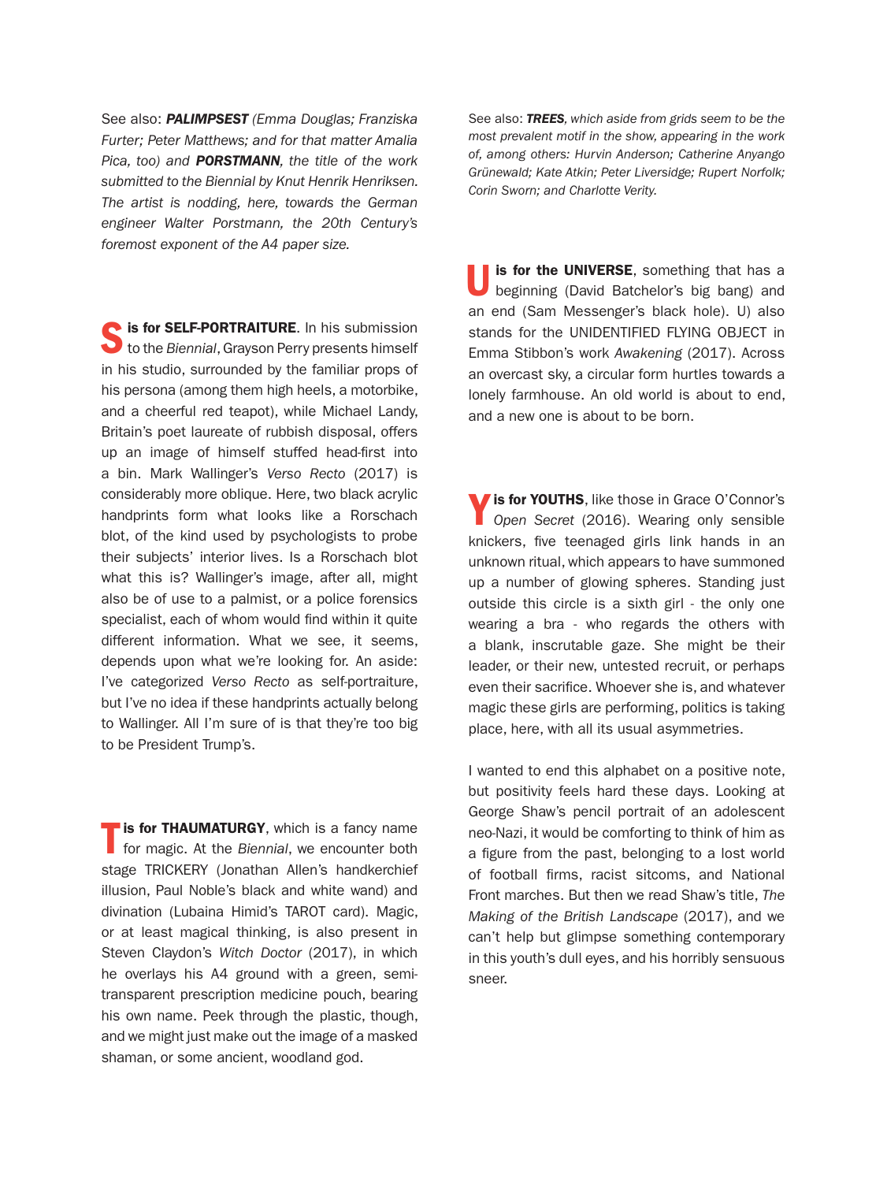See also: ***PALIMPSEST*** *(Emma Douglas; Franziska Furter; Peter Matthews; and for that matter Amalia Pica, too) and* ***PORSTMANN****, the title of the work submitted to the Biennial by Knut Henrik Henriksen. The artist is nodding, here, towards the German engineer Walter Porstmann, the 20th Century's foremost exponent of the A4 paper size.*

**S is for SELF-PORTRAITURE**. In his submission to the *Biennial*, Grayson Perry presents himself in his studio, surrounded by the familiar props of his persona (among them high heels, a motorbike, and a cheerful red teapot), while Michael Landy, Britain's poet laureate of rubbish disposal, offers up an image of himself stuffed head-first into a bin. Mark Wallinger's *Verso Recto* (2017) is considerably more oblique. Here, two black acrylic handprints form what looks like a Rorschach blot, of the kind used by psychologists to probe their subjects' interior lives. Is a Rorschach blot what this is? Wallinger's image, after all, might also be of use to a palmist, or a police forensics specialist, each of whom would find within it quite different information. What we see, it seems, depends upon what we're looking for. An aside: I've categorized *Verso Recto* as self-portraiture, but I've no idea if these handprints actually belong to Wallinger. All I'm sure of is that they're too big to be President Trump's.

**T is for THAUMATURGY**, which is a fancy name for magic. At the *Biennial*, we encounter both stage TRICKERY (Jonathan Allen's handkerchief illusion, Paul Noble's black and white wand) and divination (Lubaina Himid's TAROT card). Magic, or at least magical thinking, is also present in Steven Claydon's *Witch Doctor* (2017), in which he overlays his A4 ground with a green, semi-transparent prescription medicine pouch, bearing his own name. Peek through the plastic, though, and we might just make out the image of a masked shaman, or some ancient, woodland god.

See also: ***TREES****, which aside from grids seem to be the most prevalent motif in the show, appearing in the work of, among others: Hurvin Anderson; Catherine Anyango Grünewald; Kate Atkin; Peter Liversidge; Rupert Norfolk; Corin Sworn; and Charlotte Verity.*

**U is for the UNIVERSE**, something that has a beginning (David Batchelor's big bang) and an end (Sam Messenger's black hole). U) also stands for the UNIDENTIFIED FLYING OBJECT in Emma Stibbon's work *Awakening* (2017). Across an overcast sky, a circular form hurtles towards a lonely farmhouse. An old world is about to end, and a new one is about to be born.

**Y is for YOUTHS**, like those in Grace O'Connor's *Open Secret* (2016). Wearing only sensible knickers, five teenaged girls link hands in an unknown ritual, which appears to have summoned up a number of glowing spheres. Standing just outside this circle is a sixth girl - the only one wearing a bra - who regards the others with a blank, inscrutable gaze. She might be their leader, or their new, untested recruit, or perhaps even their sacrifice. Whoever she is, and whatever magic these girls are performing, politics is taking place, here, with all its usual asymmetries.

I wanted to end this alphabet on a positive note, but positivity feels hard these days. Looking at George Shaw's pencil portrait of an adolescent neo-Nazi, it would be comforting to think of him as a figure from the past, belonging to a lost world of football firms, racist sitcoms, and National Front marches. But then we read Shaw's title, *The Making of the British Landscape* (2017), and we can't help but glimpse something contemporary in this youth's dull eyes, and his horribly sensuous sneer.